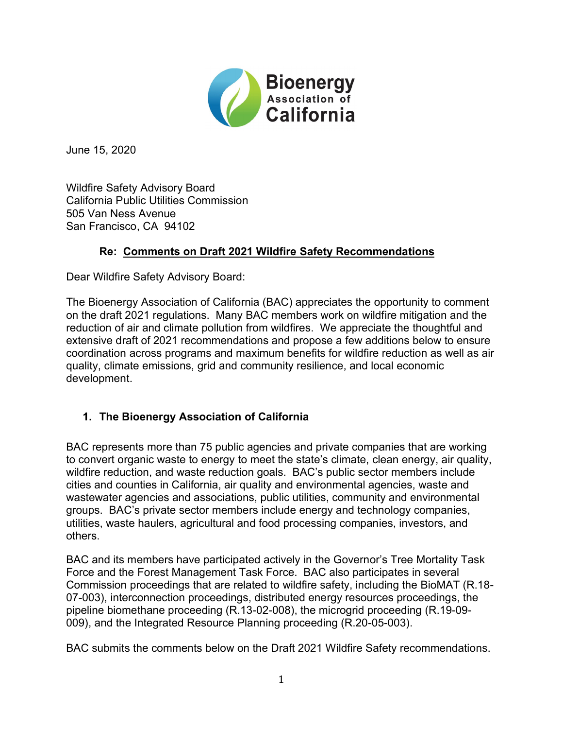Bioenergy Association of California

June 15, 2020

Wildfire Safety Advisory Board
California Public Utilities Commission
505 Van Ness Avenue
San Francisco, CA 94102

**Re: <u>Comments on Draft 2021 Wildfire Safety Recommendations</u>**

Dear Wildfire Safety Advisory Board:

The Bioenergy Association of California (BAC) appreciates the opportunity to comment on the draft 2021 regulations. Many BAC members work on wildfire mitigation and the reduction of air and climate pollution from wildfires. We appreciate the thoughtful and extensive draft of 2021 recommendations and propose a few additions below to ensure coordination across programs and maximum benefits for wildfire reduction as well as air quality, climate emissions, grid and community resilience, and local economic development.

## 1. The Bioenergy Association of California

BAC represents more than 75 public agencies and private companies that are working to convert organic waste to energy to meet the state's climate, clean energy, air quality, wildfire reduction, and waste reduction goals. BAC's public sector members include cities and counties in California, air quality and environmental agencies, waste and wastewater agencies and associations, public utilities, community and environmental groups. BAC's private sector members include energy and technology companies, utilities, waste haulers, agricultural and food processing companies, investors, and others.

BAC and its members have participated actively in the Governor's Tree Mortality Task Force and the Forest Management Task Force. BAC also participates in several Commission proceedings that are related to wildfire safety, including the BioMAT (R.18-07-003), interconnection proceedings, distributed energy resources proceedings, the pipeline biomethane proceeding (R.13-02-008), the microgrid proceeding (R.19-09-009), and the Integrated Resource Planning proceeding (R.20-05-003).

BAC submits the comments below on the Draft 2021 Wildfire Safety recommendations.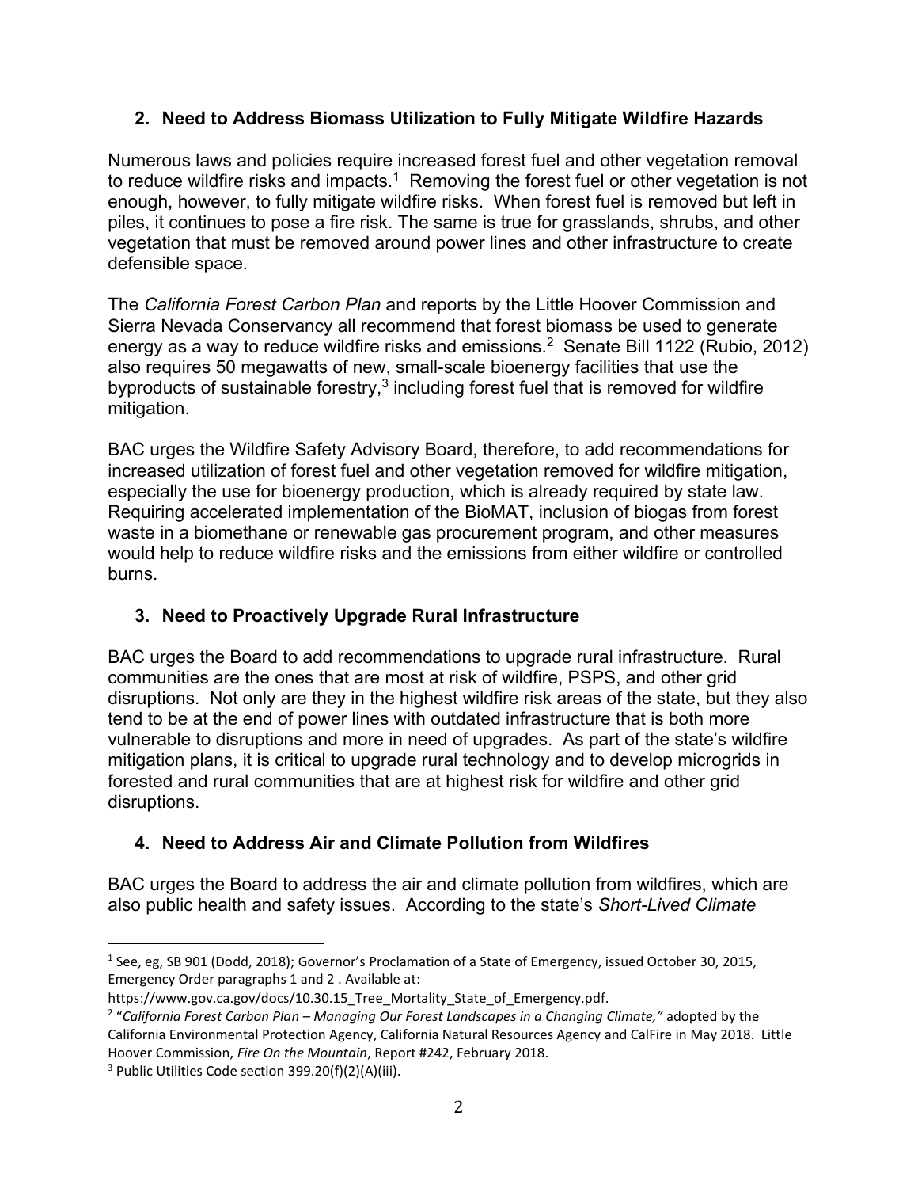## 2. Need to Address Biomass Utilization to Fully Mitigate Wildfire Hazards

Numerous laws and policies require increased forest fuel and other vegetation removal to reduce wildfire risks and impacts.[1] Removing the forest fuel or other vegetation is not enough, however, to fully mitigate wildfire risks. When forest fuel is removed but left in piles, it continues to pose a fire risk. The same is true for grasslands, shrubs, and other vegetation that must be removed around power lines and other infrastructure to create defensible space.

The *California Forest Carbon Plan* and reports by the Little Hoover Commission and Sierra Nevada Conservancy all recommend that forest biomass be used to generate energy as a way to reduce wildfire risks and emissions.[2] Senate Bill 1122 (Rubio, 2012) also requires 50 megawatts of new, small-scale bioenergy facilities that use the byproducts of sustainable forestry,[3] including forest fuel that is removed for wildfire mitigation.

BAC urges the Wildfire Safety Advisory Board, therefore, to add recommendations for increased utilization of forest fuel and other vegetation removed for wildfire mitigation, especially the use for bioenergy production, which is already required by state law. Requiring accelerated implementation of the BioMAT, inclusion of biogas from forest waste in a biomethane or renewable gas procurement program, and other measures would help to reduce wildfire risks and the emissions from either wildfire or controlled burns.

## 3. Need to Proactively Upgrade Rural Infrastructure

BAC urges the Board to add recommendations to upgrade rural infrastructure. Rural communities are the ones that are most at risk of wildfire, PSPS, and other grid disruptions. Not only are they in the highest wildfire risk areas of the state, but they also tend to be at the end of power lines with outdated infrastructure that is both more vulnerable to disruptions and more in need of upgrades. As part of the state's wildfire mitigation plans, it is critical to upgrade rural technology and to develop microgrids in forested and rural communities that are at highest risk for wildfire and other grid disruptions.

## 4. Need to Address Air and Climate Pollution from Wildfires

BAC urges the Board to address the air and climate pollution from wildfires, which are also public health and safety issues. According to the state's *Short-Lived Climate*

---

[1] See, eg, SB 901 (Dodd, 2018); Governor's Proclamation of a State of Emergency, issued October 30, 2015, Emergency Order paragraphs 1 and 2 . Available at: https://www.gov.ca.gov/docs/10.30.15_Tree_Mortality_State_of_Emergency.pdf.

[2] "*California Forest Carbon Plan – Managing Our Forest Landscapes in a Changing Climate,"* adopted by the California Environmental Protection Agency, California Natural Resources Agency and CalFire in May 2018. Little Hoover Commission, *Fire On the Mountain*, Report #242, February 2018.

[3] Public Utilities Code section 399.20(f)(2)(A)(iii).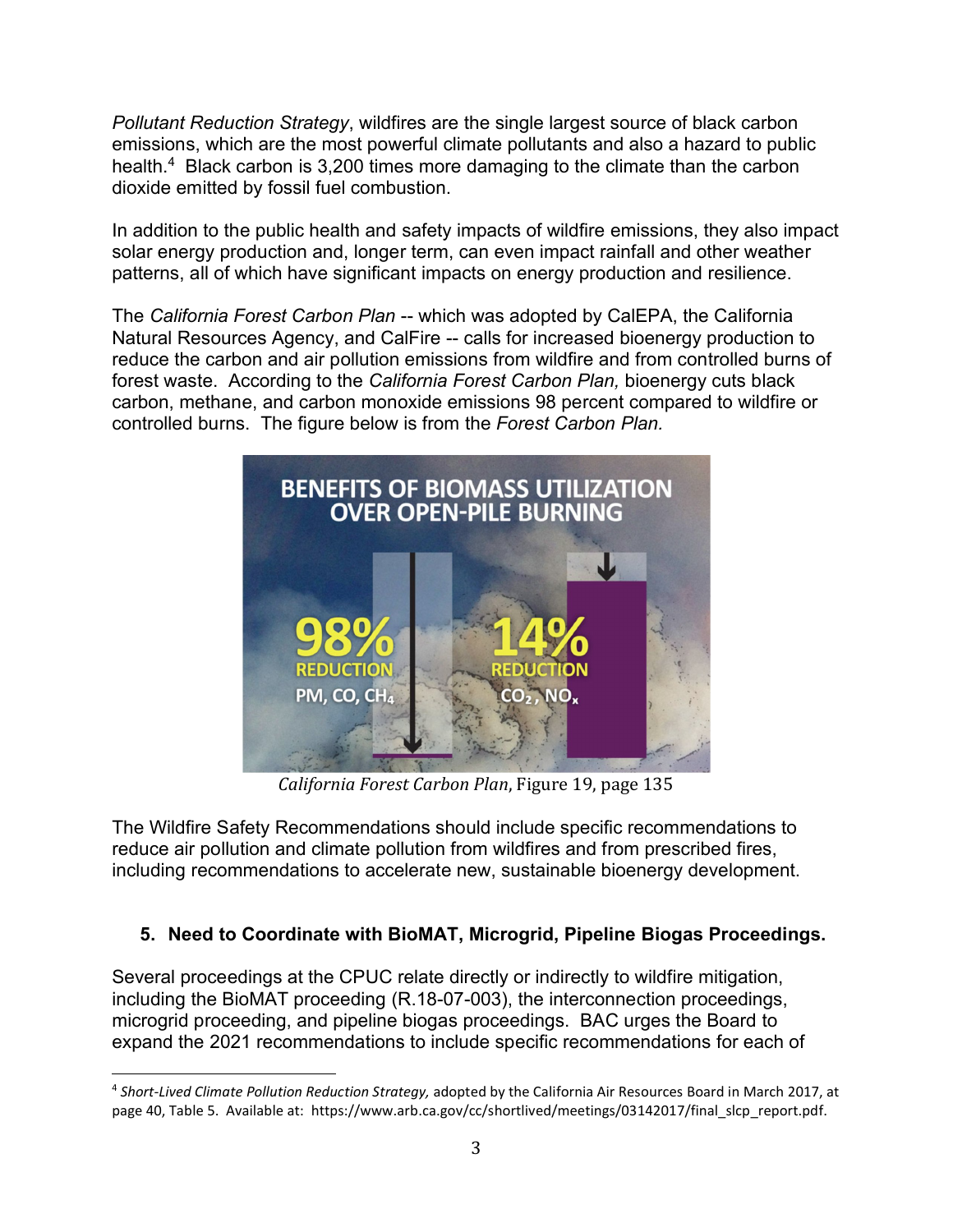*Pollutant Reduction Strategy*, wildfires are the single largest source of black carbon emissions, which are the most powerful climate pollutants and also a hazard to public health.[4] Black carbon is 3,200 times more damaging to the climate than the carbon dioxide emitted by fossil fuel combustion.

In addition to the public health and safety impacts of wildfire emissions, they also impact solar energy production and, longer term, can even impact rainfall and other weather patterns, all of which have significant impacts on energy production and resilience.

The *California Forest Carbon Plan* -- which was adopted by CalEPA, the California Natural Resources Agency, and CalFire -- calls for increased bioenergy production to reduce the carbon and air pollution emissions from wildfire and from controlled burns of forest waste. According to the *California Forest Carbon Plan,* bioenergy cuts black carbon, methane, and carbon monoxide emissions 98 percent compared to wildfire or controlled burns. The figure below is from the *Forest Carbon Plan.*

**BENEFITS OF BIOMASS UTILIZATION OVER OPEN-PILE BURNING**

98% REDUCTION PM, CO, $CH_4$

14% REDUCTION $CO_2$, $NO_x$

*California Forest Carbon Plan*, Figure 19, page 135

The Wildfire Safety Recommendations should include specific recommendations to reduce air pollution and climate pollution from wildfires and from prescribed fires, including recommendations to accelerate new, sustainable bioenergy development.

### 5. Need to Coordinate with BioMAT, Microgrid, Pipeline Biogas Proceedings.

Several proceedings at the CPUC relate directly or indirectly to wildfire mitigation, including the BioMAT proceeding (R.18-07-003), the interconnection proceedings, microgrid proceeding, and pipeline biogas proceedings. BAC urges the Board to expand the 2021 recommendations to include specific recommendations for each of

---

[4] *Short-Lived Climate Pollution Reduction Strategy,* adopted by the California Air Resources Board in March 2017, at page 40, Table 5. Available at: https://www.arb.ca.gov/cc/shortlived/meetings/03142017/final_slcp_report.pdf.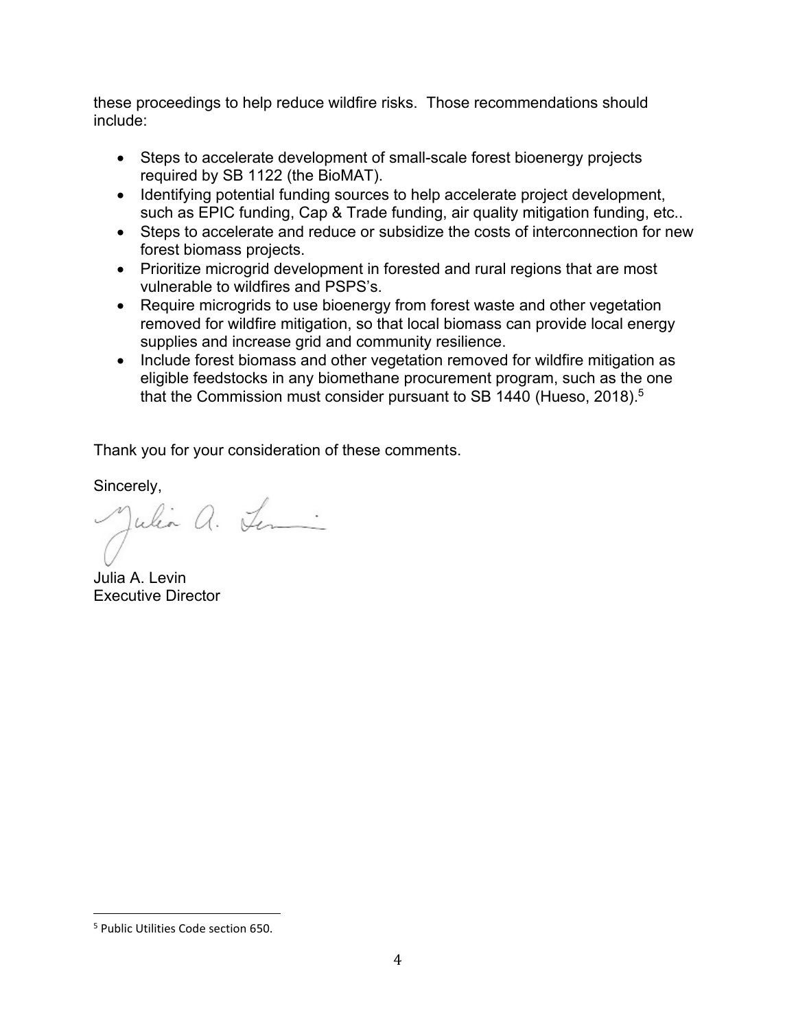these proceedings to help reduce wildfire risks. Those recommendations should include:

- Steps to accelerate development of small-scale forest bioenergy projects required by SB 1122 (the BioMAT).
- Identifying potential funding sources to help accelerate project development, such as EPIC funding, Cap & Trade funding, air quality mitigation funding, etc..
- Steps to accelerate and reduce or subsidize the costs of interconnection for new forest biomass projects.
- Prioritize microgrid development in forested and rural regions that are most vulnerable to wildfires and PSPS's.
- Require microgrids to use bioenergy from forest waste and other vegetation removed for wildfire mitigation, so that local biomass can provide local energy supplies and increase grid and community resilience.
- Include forest biomass and other vegetation removed for wildfire mitigation as eligible feedstocks in any biomethane procurement program, such as the one that the Commission must consider pursuant to SB 1440 (Hueso, 2018).[5]

Thank you for your consideration of these comments.

Sincerely,

Julia A. Levin
Executive Director

---

[5] Public Utilities Code section 650.